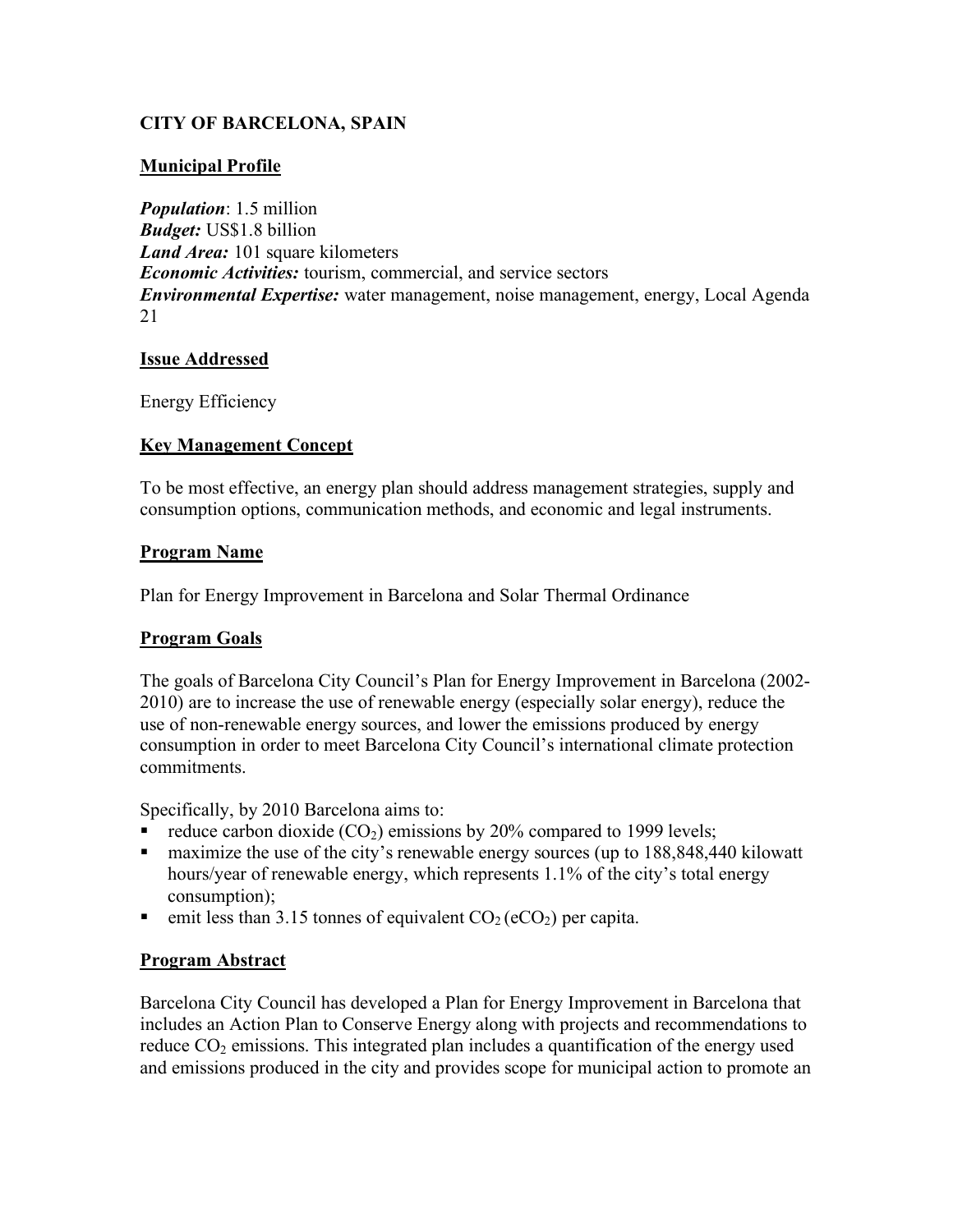# CITY OF BARCELONA, SPAIN

## Municipal Profile

***Population***: 1.5 million
***Budget:*** US$1.8 billion
***Land Area:*** 101 square kilometers
***Economic Activities:*** tourism, commercial, and service sectors
***Environmental Expertise:*** water management, noise management, energy, Local Agenda 21

## Issue Addressed

Energy Efficiency

## Key Management Concept

To be most effective, an energy plan should address management strategies, supply and consumption options, communication methods, and economic and legal instruments.

## Program Name

Plan for Energy Improvement in Barcelona and Solar Thermal Ordinance

## Program Goals

The goals of Barcelona City Council's Plan for Energy Improvement in Barcelona (2002-2010) are to increase the use of renewable energy (especially solar energy), reduce the use of non-renewable energy sources, and lower the emissions produced by energy consumption in order to meet Barcelona City Council's international climate protection commitments.

Specifically, by 2010 Barcelona aims to:

- reduce carbon dioxide ($CO_2$) emissions by 20% compared to 1999 levels;
- maximize the use of the city's renewable energy sources (up to 188,848,440 kilowatt hours/year of renewable energy, which represents 1.1% of the city's total energy consumption);
- emit less than 3.15 tonnes of equivalent $CO_2$ ($eCO_2$) per capita.

## Program Abstract

Barcelona City Council has developed a Plan for Energy Improvement in Barcelona that includes an Action Plan to Conserve Energy along with projects and recommendations to reduce $CO_2$ emissions. This integrated plan includes a quantification of the energy used and emissions produced in the city and provides scope for municipal action to promote an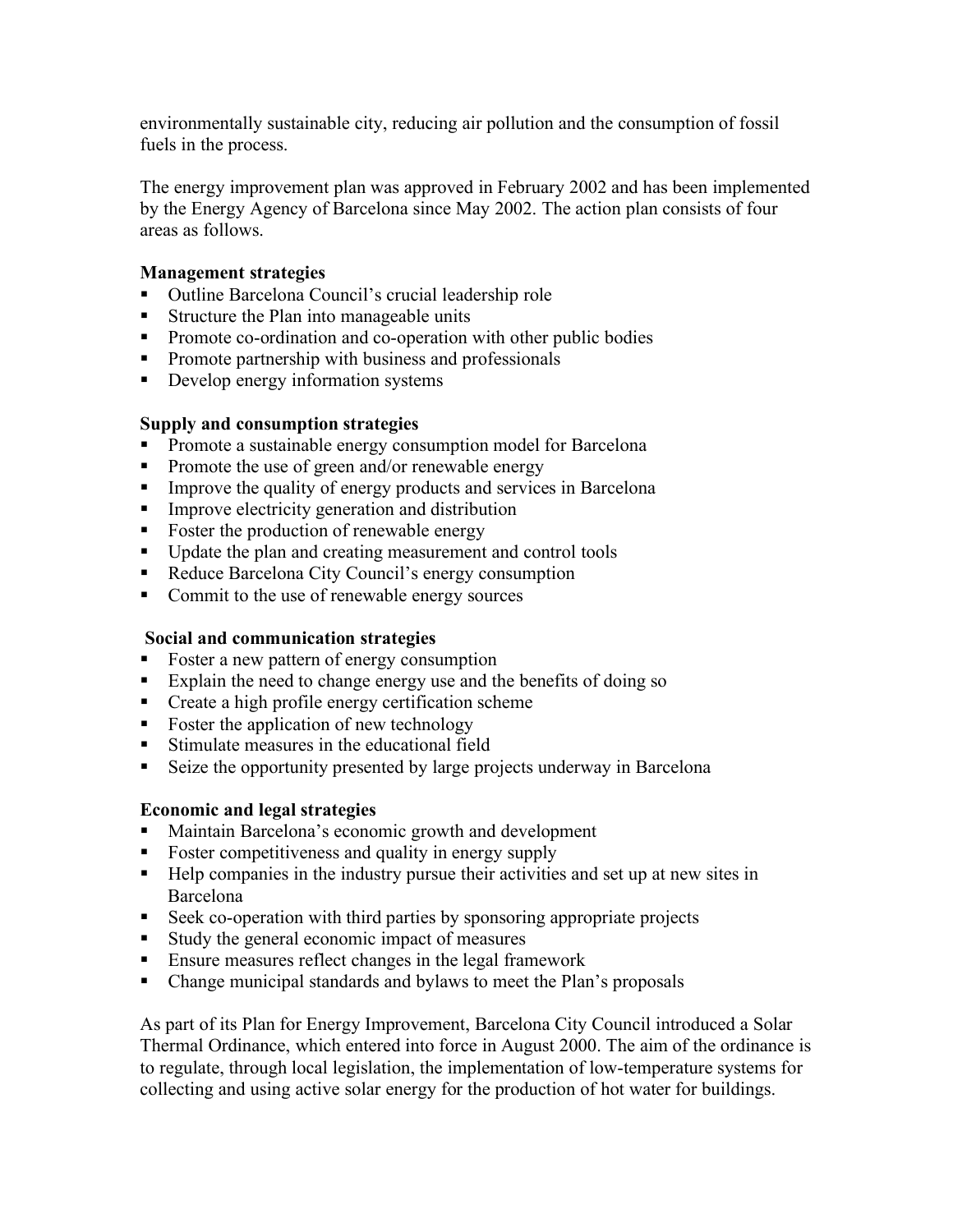environmentally sustainable city, reducing air pollution and the consumption of fossil fuels in the process.

The energy improvement plan was approved in February 2002 and has been implemented by the Energy Agency of Barcelona since May 2002. The action plan consists of four areas as follows.

**Management strategies**

- Outline Barcelona Council's crucial leadership role
- Structure the Plan into manageable units
- Promote co-ordination and co-operation with other public bodies
- Promote partnership with business and professionals
- Develop energy information systems

**Supply and consumption strategies**

- Promote a sustainable energy consumption model for Barcelona
- Promote the use of green and/or renewable energy
- Improve the quality of energy products and services in Barcelona
- Improve electricity generation and distribution
- Foster the production of renewable energy
- Update the plan and creating measurement and control tools
- Reduce Barcelona City Council's energy consumption
- Commit to the use of renewable energy sources

**Social and communication strategies**

- Foster a new pattern of energy consumption
- Explain the need to change energy use and the benefits of doing so
- Create a high profile energy certification scheme
- Foster the application of new technology
- Stimulate measures in the educational field
- Seize the opportunity presented by large projects underway in Barcelona

**Economic and legal strategies**

- Maintain Barcelona's economic growth and development
- Foster competitiveness and quality in energy supply
- Help companies in the industry pursue their activities and set up at new sites in Barcelona
- Seek co-operation with third parties by sponsoring appropriate projects
- Study the general economic impact of measures
- Ensure measures reflect changes in the legal framework
- Change municipal standards and bylaws to meet the Plan's proposals

As part of its Plan for Energy Improvement, Barcelona City Council introduced a Solar Thermal Ordinance, which entered into force in August 2000. The aim of the ordinance is to regulate, through local legislation, the implementation of low-temperature systems for collecting and using active solar energy for the production of hot water for buildings.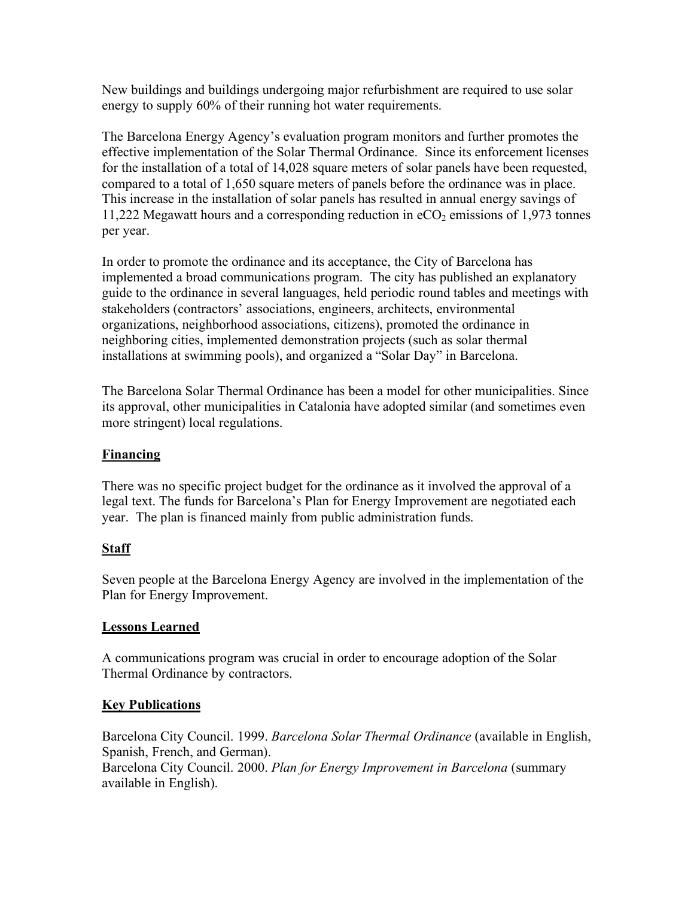New buildings and buildings undergoing major refurbishment are required to use solar energy to supply 60% of their running hot water requirements.

The Barcelona Energy Agency's evaluation program monitors and further promotes the effective implementation of the Solar Thermal Ordinance. Since its enforcement licenses for the installation of a total of 14,028 square meters of solar panels have been requested, compared to a total of 1,650 square meters of panels before the ordinance was in place. This increase in the installation of solar panels has resulted in annual energy savings of 11,222 Megawatt hours and a corresponding reduction in $eCO_2$ emissions of 1,973 tonnes per year.

In order to promote the ordinance and its acceptance, the City of Barcelona has implemented a broad communications program. The city has published an explanatory guide to the ordinance in several languages, held periodic round tables and meetings with stakeholders (contractors' associations, engineers, architects, environmental organizations, neighborhood associations, citizens), promoted the ordinance in neighboring cities, implemented demonstration projects (such as solar thermal installations at swimming pools), and organized a "Solar Day" in Barcelona.

The Barcelona Solar Thermal Ordinance has been a model for other municipalities. Since its approval, other municipalities in Catalonia have adopted similar (and sometimes even more stringent) local regulations.

## Financing

There was no specific project budget for the ordinance as it involved the approval of a legal text. The funds for Barcelona's Plan for Energy Improvement are negotiated each year. The plan is financed mainly from public administration funds.

## Staff

Seven people at the Barcelona Energy Agency are involved in the implementation of the Plan for Energy Improvement.

## Lessons Learned

A communications program was crucial in order to encourage adoption of the Solar Thermal Ordinance by contractors.

## Key Publications

Barcelona City Council. 1999. *Barcelona Solar Thermal Ordinance* (available in English, Spanish, French, and German).
Barcelona City Council. 2000. *Plan for Energy Improvement in Barcelona* (summary available in English).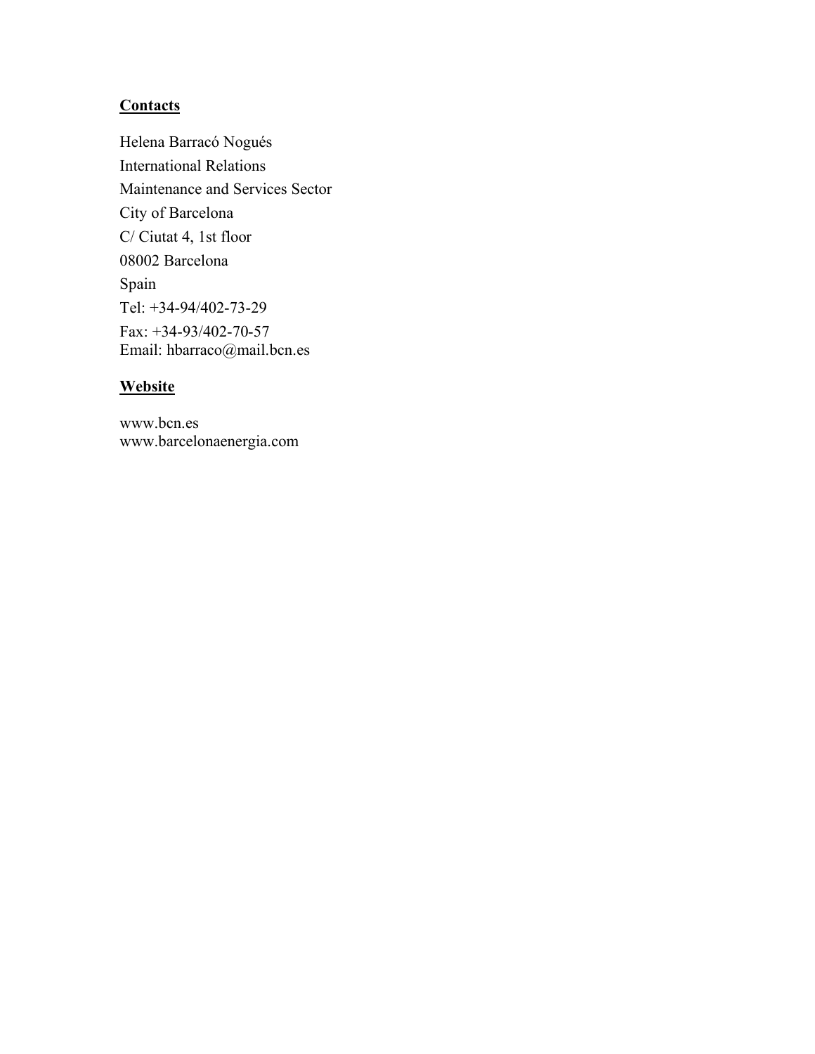**Contacts**

Helena Barracó Nogués

International Relations

Maintenance and Services Sector

City of Barcelona

C/ Ciutat 4, 1st floor

08002 Barcelona

Spain

Tel: +34-94/402-73-29

Fax: +34-93/402-70-57
Email: hbarraco@mail.bcn.es

**Website**

www.bcn.es
www.barcelonaenergia.com